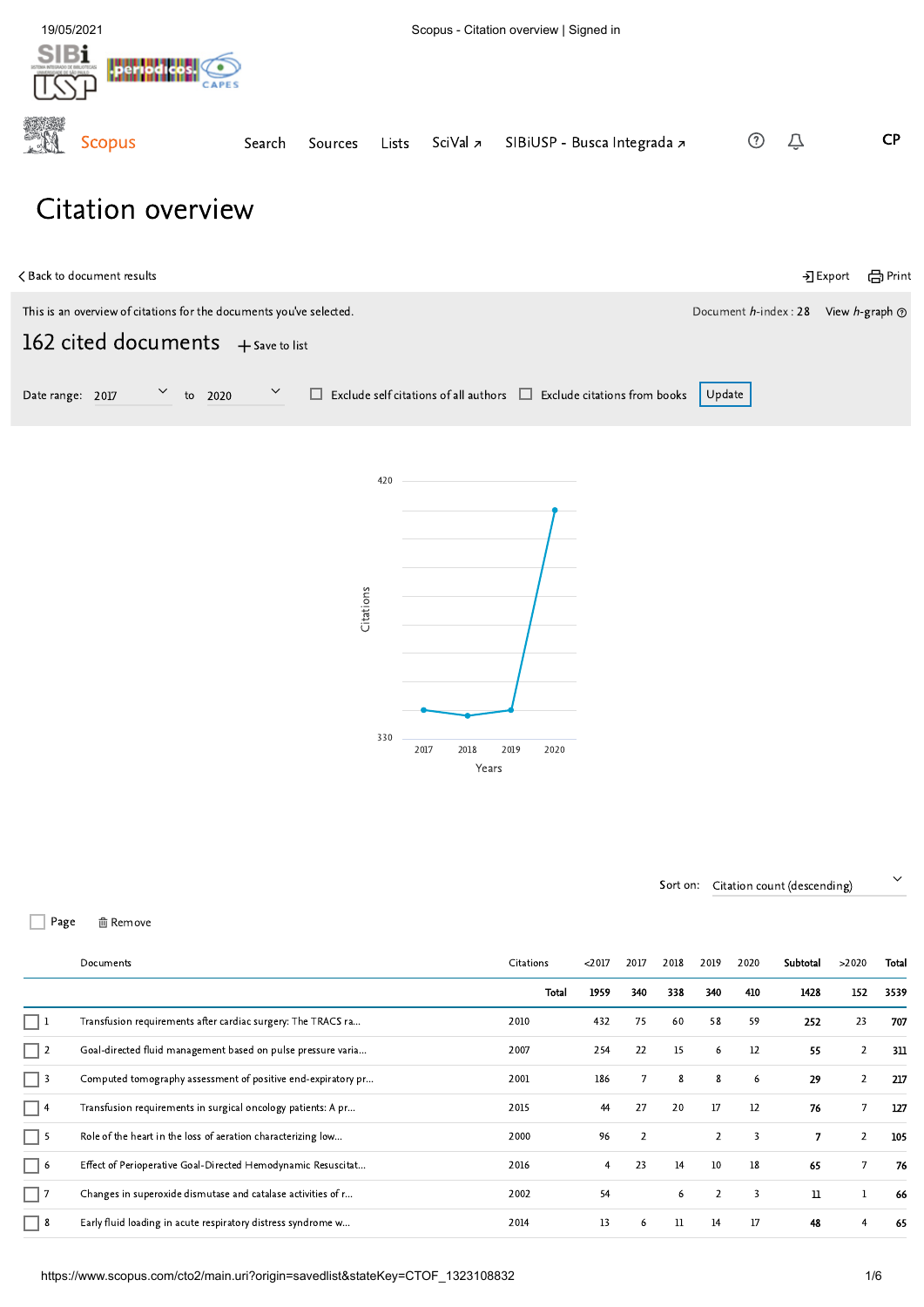# Citation overview

< Back to document results

Export Print

This is an overview of citations for the documents you've selected.

Document *h*-index : 28 View *h*-graph

## 162 cited documents

+ Save to list

Date range: 2017 to 2020 ☐ Exclude self citations of all authors ☐ Exclude citations from books Update

Citations (y-axis: 330–420) by Years (2017, 2018, 2019, 2020)

Sort on: Citation count (descending)

☐ Page 🗑 Remove

| | Documents | Citations | <2017 | 2017 | 2018 | 2019 | 2020 | Subtotal | >2020 | Total |
|---|---|---|---|---|---|---|---|---|---|---|
| | | **Total** | **1959** | **340** | **338** | **340** | **410** | **1428** | **152** | **3539** |
| 1 | Transfusion requirements after cardiac surgery: The TRACS ra... | 2010 | 432 | 75 | 60 | 58 | 59 | **252** | 23 | **707** |
| 2 | Goal-directed fluid management based on pulse pressure varia... | 2007 | 254 | 22 | 15 | 6 | 12 | **55** | 2 | **311** |
| 3 | Computed tomography assessment of positive end-expiratory pr... | 2001 | 186 | 7 | 8 | 8 | 6 | **29** | 2 | **217** |
| 4 | Transfusion requirements in surgical oncology patients: A pr... | 2015 | 44 | 27 | 20 | 17 | 12 | **76** | 7 | **127** |
| 5 | Role of the heart in the loss of aeration characterizing low... | 2000 | 96 | 2 | | 2 | 3 | **7** | 2 | **105** |
| 6 | Effect of Perioperative Goal-Directed Hemodynamic Resuscitat... | 2016 | 4 | 23 | 14 | 10 | 18 | **65** | 7 | **76** |
| 7 | Changes in superoxide dismutase and catalase activities of r... | 2002 | 54 | | 6 | 2 | 3 | **11** | 1 | **66** |
| 8 | Early fluid loading in acute respiratory distress syndrome w... | 2014 | 13 | 6 | 11 | 14 | 17 | **48** | 4 | **65** |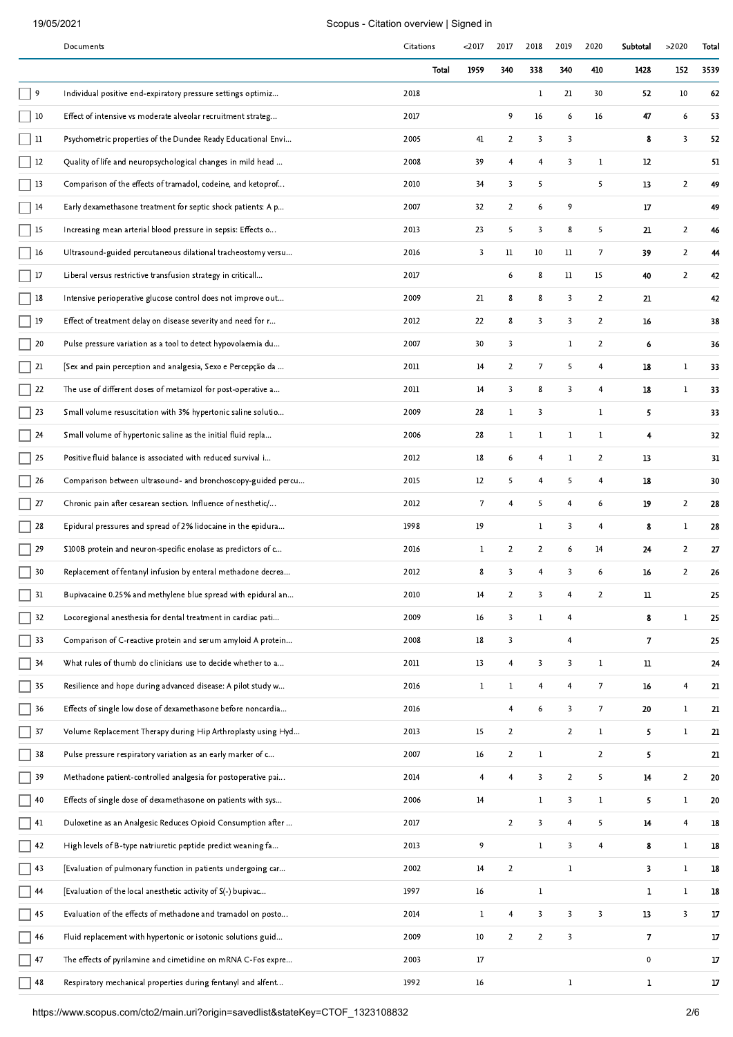| | Documents | Citations | <2017 | 2017 | 2018 | 2019 | 2020 | Subtotal | >2020 | Total |
|---|---|---|---|---|---|---|---|---|---|---|
| | | Total | 1959 | 340 | 338 | 340 | 410 | 1428 | 152 | 3539 |
| 9 | Individual positive end-expiratory pressure settings optimiz... | 2018 | | | 1 | 21 | 30 | 52 | 10 | 62 |
| 10 | Effect of intensive vs moderate alveolar recruitment strateg... | 2017 | | 9 | 16 | 6 | 16 | 47 | 6 | 53 |
| 11 | Psychometric properties of the Dundee Ready Educational Envi... | 2005 | 41 | 2 | 3 | 3 | | 8 | 3 | 52 |
| 12 | Quality of life and neuropsychological changes in mild head ... | 2008 | 39 | 4 | 4 | 3 | 1 | 12 | | 51 |
| 13 | Comparison of the effects of tramadol, codeine, and ketoprof... | 2010 | 34 | 3 | 5 | | 5 | 13 | 2 | 49 |
| 14 | Early dexamethasone treatment for septic shock patients: A p... | 2007 | 32 | 2 | 6 | 9 | | 17 | | 49 |
| 15 | Increasing mean arterial blood pressure in sepsis: Effects o... | 2013 | 23 | 5 | 3 | 8 | 5 | 21 | 2 | 46 |
| 16 | Ultrasound-guided percutaneous dilational tracheostomy versu... | 2016 | 3 | 11 | 10 | 11 | 7 | 39 | 2 | 44 |
| 17 | Liberal versus restrictive transfusion strategy in criticall... | 2017 | | 6 | 8 | 11 | 15 | 40 | 2 | 42 |
| 18 | Intensive perioperative glucose control does not improve out... | 2009 | 21 | 8 | 8 | 3 | 2 | 21 | | 42 |
| 19 | Effect of treatment delay on disease severity and need for r... | 2012 | 22 | 8 | 3 | 3 | 2 | 16 | | 38 |
| 20 | Pulse pressure variation as a tool to detect hypovolaemia du... | 2007 | 30 | 3 | | 1 | 2 | 6 | | 36 |
| 21 | [Sex and pain perception and analgesia, Sexo e Percepção da ... | 2011 | 14 | 2 | 7 | 5 | 4 | 18 | 1 | 33 |
| 22 | The use of different doses of metamizol for post-operative a... | 2011 | 14 | 3 | 8 | 3 | 4 | 18 | 1 | 33 |
| 23 | Small volume resuscitation with 3% hypertonic saline solutio... | 2009 | 28 | 1 | 3 | | 1 | 5 | | 33 |
| 24 | Small volume of hypertonic saline as the initial fluid repla... | 2006 | 28 | 1 | 1 | 1 | 1 | 4 | | 32 |
| 25 | Positive fluid balance is associated with reduced survival i... | 2012 | 18 | 6 | 4 | 1 | 2 | 13 | | 31 |
| 26 | Comparison between ultrasound- and bronchoscopy-guided percu... | 2015 | 12 | 5 | 4 | 5 | 4 | 18 | | 30 |
| 27 | Chronic pain after cesarean section. Influence of nesthetic/... | 2012 | 7 | 4 | 5 | 4 | 6 | 19 | 2 | 28 |
| 28 | Epidural pressures and spread of 2% lidocaine in the epidura... | 1998 | 19 | | 1 | 3 | 4 | 8 | 1 | 28 |
| 29 | S100B protein and neuron-specific enolase as predictors of c... | 2016 | 1 | 2 | 2 | 6 | 14 | 24 | 2 | 27 |
| 30 | Replacement of fentanyl infusion by enteral methadone decrea... | 2012 | 8 | 3 | 4 | 3 | 6 | 16 | 2 | 26 |
| 31 | Bupivacaine 0.25% and methylene blue spread with epidural an... | 2010 | 14 | 2 | 3 | 4 | 2 | 11 | | 25 |
| 32 | Locoregional anesthesia for dental treatment in cardiac pati... | 2009 | 16 | 3 | 1 | 4 | | 8 | 1 | 25 |
| 33 | Comparison of C-reactive protein and serum amyloid A protein... | 2008 | 18 | 3 | | 4 | | 7 | | 25 |
| 34 | What rules of thumb do clinicians use to decide whether to a... | 2011 | 13 | 4 | 3 | 3 | 1 | 11 | | 24 |
| 35 | Resilience and hope during advanced disease: A pilot study w... | 2016 | 1 | 1 | 4 | 4 | 7 | 16 | 4 | 21 |
| 36 | Effects of single low dose of dexamethasone before noncardia... | 2016 | | 4 | 6 | 3 | 7 | 20 | 1 | 21 |
| 37 | Volume Replacement Therapy during Hip Arthroplasty using Hyd... | 2013 | 15 | 2 | | 2 | 1 | 5 | 1 | 21 |
| 38 | Pulse pressure respiratory variation as an early marker of c... | 2007 | 16 | 2 | 1 | | 2 | 5 | | 21 |
| 39 | Methadone patient-controlled analgesia for postoperative pai... | 2014 | 4 | 4 | 3 | 2 | 5 | 14 | 2 | 20 |
| 40 | Effects of single dose of dexamethasone on patients with sys... | 2006 | 14 | | 1 | 3 | 1 | 5 | 1 | 20 |
| 41 | Duloxetine as an Analgesic Reduces Opioid Consumption after ... | 2017 | | 2 | 3 | 4 | 5 | 14 | 4 | 18 |
| 42 | High levels of B-type natriuretic peptide predict weaning fa... | 2013 | 9 | | 1 | 3 | 4 | 8 | 1 | 18 |
| 43 | [Evaluation of pulmonary function in patients undergoing car... | 2002 | 14 | 2 | | 1 | | 3 | 1 | 18 |
| 44 | [Evaluation of the local anesthetic activity of S(-) bupivac... | 1997 | 16 | | 1 | | | 1 | 1 | 18 |
| 45 | Evaluation of the effects of methadone and tramadol on posto... | 2014 | 1 | 4 | 3 | 3 | 3 | 13 | 3 | 17 |
| 46 | Fluid replacement with hypertonic or isotonic solutions guid... | 2009 | 10 | 2 | 2 | 3 | | 7 | | 17 |
| 47 | The effects of pyrilamine and cimetidine on mRNA C-Fos expre... | 2003 | 17 | | | | | 0 | | 17 |
| 48 | Respiratory mechanical properties during fentanyl and alfent... | 1992 | 16 | | | 1 | | 1 | | 17 |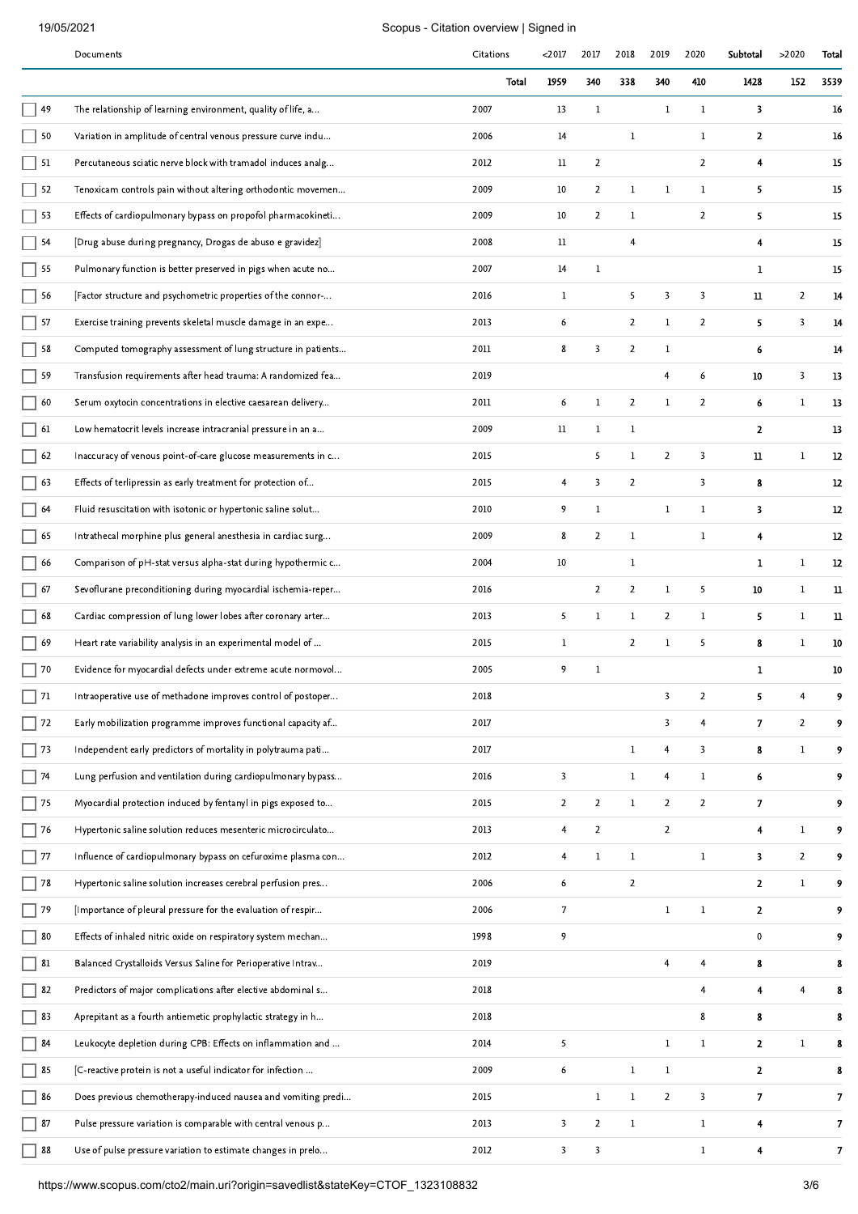| | Documents | Citations | <2017 | 2017 | 2018 | 2019 | 2020 | Subtotal | >2020 | Total |
|---|---|---|---|---|---|---|---|---|---|---|
| | | Total | 1959 | 340 | 338 | 340 | 410 | 1428 | 152 | 3539 |
| 49 | The relationship of learning environment, quality of life, a... | 2007 | 13 | 1 | | 1 | 1 | 3 | | 16 |
| 50 | Variation in amplitude of central venous pressure curve indu... | 2006 | 14 | | 1 | | 1 | 2 | | 16 |
| 51 | Percutaneous sciatic nerve block with tramadol induces analg... | 2012 | 11 | 2 | | | 2 | 4 | | 15 |
| 52 | Tenoxicam controls pain without altering orthodontic movemen... | 2009 | 10 | 2 | 1 | 1 | 1 | 5 | | 15 |
| 53 | Effects of cardiopulmonary bypass on propofol pharmacokineti... | 2009 | 10 | 2 | 1 | | 2 | 5 | | 15 |
| 54 | [Drug abuse during pregnancy, Drogas de abuso e gravidez] | 2008 | 11 | | 4 | | | 4 | | 15 |
| 55 | Pulmonary function is better preserved in pigs when acute no... | 2007 | 14 | 1 | | | | 1 | | 15 |
| 56 | [Factor structure and psychometric properties of the connor-... | 2016 | 1 | | 5 | 3 | 3 | 11 | 2 | 14 |
| 57 | Exercise training prevents skeletal muscle damage in an expe... | 2013 | 6 | | 2 | 1 | 2 | 5 | 3 | 14 |
| 58 | Computed tomography assessment of lung structure in patients... | 2011 | 8 | 3 | 2 | 1 | | 6 | | 14 |
| 59 | Transfusion requirements after head trauma: A randomized fea... | 2019 | | | | 4 | 6 | 10 | 3 | 13 |
| 60 | Serum oxytocin concentrations in elective caesarean delivery... | 2011 | 6 | 1 | 2 | 1 | 2 | 6 | 1 | 13 |
| 61 | Low hematocrit levels increase intracranial pressure in an a... | 2009 | 11 | 1 | 1 | | | 2 | | 13 |
| 62 | Inaccuracy of venous point-of-care glucose measurements in c... | 2015 | | 5 | 1 | 2 | 3 | 11 | 1 | 12 |
| 63 | Effects of terlipressin as early treatment for protection of... | 2015 | 4 | 3 | 2 | | 3 | 8 | | 12 |
| 64 | Fluid resuscitation with isotonic or hypertonic saline solut... | 2010 | 9 | 1 | | 1 | 1 | 3 | | 12 |
| 65 | Intrathecal morphine plus general anesthesia in cardiac surg... | 2009 | 8 | 2 | 1 | | 1 | 4 | | 12 |
| 66 | Comparison of pH-stat versus alpha-stat during hypothermic c... | 2004 | 10 | | 1 | | | 1 | 1 | 12 |
| 67 | Sevoflurane preconditioning during myocardial ischemia-reper... | 2016 | | 2 | 2 | 1 | 5 | 10 | 1 | 11 |
| 68 | Cardiac compression of lung lower lobes after coronary arter... | 2013 | 5 | 1 | 1 | 2 | 1 | 5 | 1 | 11 |
| 69 | Heart rate variability analysis in an experimental model of ... | 2015 | 1 | | 2 | 1 | 5 | 8 | 1 | 10 |
| 70 | Evidence for myocardial defects under extreme acute normovol... | 2005 | 9 | 1 | | | | 1 | | 10 |
| 71 | Intraoperative use of methadone improves control of postoper... | 2018 | | | | 3 | 2 | 5 | 4 | 9 |
| 72 | Early mobilization programme improves functional capacity af... | 2017 | | | | 3 | 4 | 7 | 2 | 9 |
| 73 | Independent early predictors of mortality in polytrauma pati... | 2017 | | | 1 | 4 | 3 | 8 | 1 | 9 |
| 74 | Lung perfusion and ventilation during cardiopulmonary bypass... | 2016 | 3 | | 1 | 4 | 1 | 6 | | 9 |
| 75 | Myocardial protection induced by fentanyl in pigs exposed to... | 2015 | 2 | 2 | 1 | 2 | 2 | 7 | | 9 |
| 76 | Hypertonic saline solution reduces mesenteric microcirculato... | 2013 | 4 | 2 | | 2 | | 4 | 1 | 9 |
| 77 | Influence of cardiopulmonary bypass on cefuroxime plasma con... | 2012 | 4 | 1 | 1 | | 1 | 3 | 2 | 9 |
| 78 | Hypertonic saline solution increases cerebral perfusion pres... | 2006 | 6 | | 2 | | | 2 | 1 | 9 |
| 79 | [Importance of pleural pressure for the evaluation of respir... | 2006 | 7 | | | 1 | 1 | 2 | | 9 |
| 80 | Effects of inhaled nitric oxide on respiratory system mechan... | 1998 | 9 | | | | | 0 | | 9 |
| 81 | Balanced Crystalloids Versus Saline for Perioperative Intrav... | 2019 | | | | 4 | 4 | 8 | | 8 |
| 82 | Predictors of major complications after elective abdominal s... | 2018 | | | | | 4 | 4 | 4 | 8 |
| 83 | Aprepitant as a fourth antiemetic prophylactic strategy in h... | 2018 | | | | | 8 | 8 | | 8 |
| 84 | Leukocyte depletion during CPB: Effects on inflammation and ... | 2014 | 5 | | | 1 | 1 | 2 | 1 | 8 |
| 85 | [C-reactive protein is not a useful indicator for infection ... | 2009 | 6 | | 1 | 1 | | 2 | | 8 |
| 86 | Does previous chemotherapy-induced nausea and vomiting predi... | 2015 | | 1 | 1 | 2 | 3 | 7 | | 7 |
| 87 | Pulse pressure variation is comparable with central venous p... | 2013 | 3 | 2 | 1 | | 1 | 4 | | 7 |
| 88 | Use of pulse pressure variation to estimate changes in prelo... | 2012 | 3 | 3 | | | 1 | 4 | | 7 |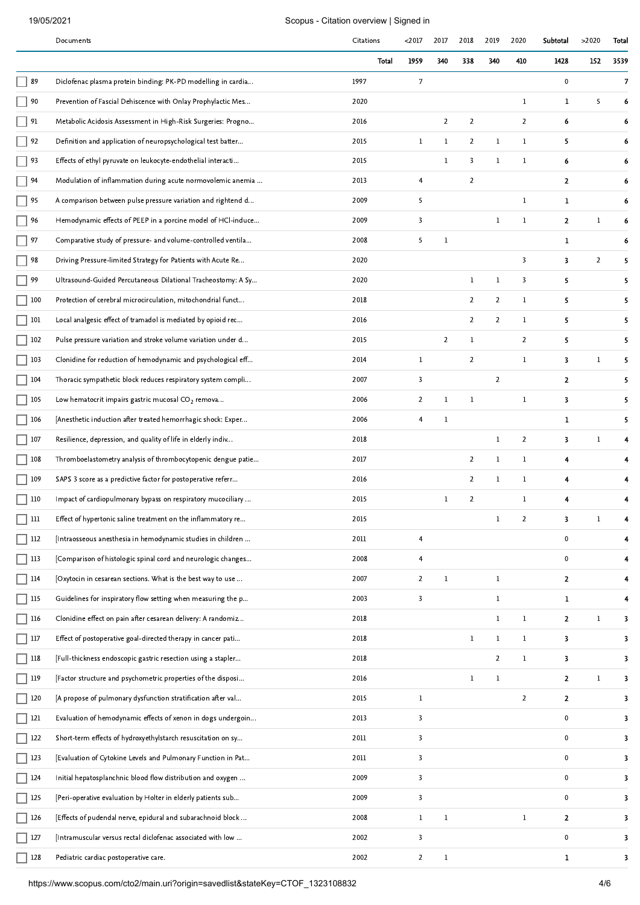| | Documents | Citations | <2017 | 2017 | 2018 | 2019 | 2020 | Subtotal | >2020 | Total |
|---|---|---|---|---|---|---|---|---|---|---|
| | | Total | 1959 | 340 | 338 | 340 | 410 | 1428 | 152 | 3539 |
| 89 | Diclofenac plasma protein binding: PK-PD modelling in cardia... | 1997 | 7 | | | | | 0 | | 7 |
| 90 | Prevention of Fascial Dehiscence with Onlay Prophylactic Mes... | 2020 | | | | | 1 | 1 | 5 | 6 |
| 91 | Metabolic Acidosis Assessment in High-Risk Surgeries: Progno... | 2016 | | 2 | 2 | | 2 | 6 | | 6 |
| 92 | Definition and application of neuropsychological test batter... | 2015 | 1 | 1 | 2 | 1 | 1 | 5 | | 6 |
| 93 | Effects of ethyl pyruvate on leukocyte-endothelial interacti... | 2015 | | 1 | 3 | 1 | 1 | 6 | | 6 |
| 94 | Modulation of inflammation during acute normovolemic anemia ... | 2013 | 4 | | 2 | | | 2 | | 6 |
| 95 | A comparison between pulse pressure variation and rightend d... | 2009 | 5 | | | | 1 | 1 | | 6 |
| 96 | Hemodynamic effects of PEEP in a porcine model of HCl-induce... | 2009 | 3 | | | 1 | 1 | 2 | 1 | 6 |
| 97 | Comparative study of pressure- and volume-controlled ventila... | 2008 | 5 | 1 | | | | 1 | | 6 |
| 98 | Driving Pressure-limited Strategy for Patients with Acute Re... | 2020 | | | | | 3 | 3 | 2 | 5 |
| 99 | Ultrasound-Guided Percutaneous Dilational Tracheostomy: A Sy... | 2020 | | | 1 | 1 | 3 | 5 | | 5 |
| 100 | Protection of cerebral microcirculation, mitochondrial funct... | 2018 | | | 2 | 2 | 1 | 5 | | 5 |
| 101 | Local analgesic effect of tramadol is mediated by opioid rec... | 2016 | | | 2 | 2 | 1 | 5 | | 5 |
| 102 | Pulse pressure variation and stroke volume variation under d... | 2015 | | 2 | 1 | | 2 | 5 | | 5 |
| 103 | Clonidine for reduction of hemodynamic and psychological eff... | 2014 | 1 | | 2 | | 1 | 3 | 1 | 5 |
| 104 | Thoracic sympathetic block reduces respiratory system compli... | 2007 | 3 | | | 2 | | 2 | | 5 |
| 105 | Low hematocrit impairs gastric mucosal $CO_2$ remova... | 2006 | 2 | 1 | 1 | | 1 | 3 | | 5 |
| 106 | [Anesthetic induction after treated hemorrhagic shock: Exper... | 2006 | 4 | 1 | | | | 1 | | 5 |
| 107 | Resilience, depression, and quality of life in elderly indiv... | 2018 | | | | 1 | 2 | 3 | 1 | 4 |
| 108 | Thromboelastometry analysis of thrombocytopenic dengue patie... | 2017 | | | 2 | 1 | 1 | 4 | | 4 |
| 109 | SAPS 3 score as a predictive factor for postoperative referr... | 2016 | | | 2 | 1 | 1 | 4 | | 4 |
| 110 | Impact of cardiopulmonary bypass on respiratory mucociliary ... | 2015 | | 1 | 2 | | 1 | 4 | | 4 |
| 111 | Effect of hypertonic saline treatment on the inflammatory re... | 2015 | | | | 1 | 2 | 3 | 1 | 4 |
| 112 | [Intraosseous anesthesia in hemodynamic studies in children ... | 2011 | 4 | | | | | 0 | | 4 |
| 113 | [Comparison of histologic spinal cord and neurologic changes... | 2008 | 4 | | | | | 0 | | 4 |
| 114 | [Oxytocin in cesarean sections. What is the best way to use ... | 2007 | 2 | 1 | | 1 | | 2 | | 4 |
| 115 | Guidelines for inspiratory flow setting when measuring the p... | 2003 | 3 | | | 1 | | 1 | | 4 |
| 116 | Clonidine effect on pain after cesarean delivery: A randomiz... | 2018 | | | | 1 | 1 | 2 | 1 | 3 |
| 117 | Effect of postoperative goal-directed therapy in cancer pati... | 2018 | | | 1 | 1 | 1 | 3 | | 3 |
| 118 | [Full-thickness endoscopic gastric resection using a stapler... | 2018 | | | | 2 | 1 | 3 | | 3 |
| 119 | [Factor structure and psychometric properties of the disposi... | 2016 | | | 1 | 1 | | 2 | 1 | 3 |
| 120 | [A propose of pulmonary dysfunction stratification after val... | 2015 | 1 | | | | 2 | 2 | | 3 |
| 121 | Evaluation of hemodynamic effects of xenon in dogs undergoin... | 2013 | 3 | | | | | 0 | | 3 |
| 122 | Short-term effects of hydroxyethylstarch resuscitation on sy... | 2011 | 3 | | | | | 0 | | 3 |
| 123 | [Evaluation of Cytokine Levels and Pulmonary Function in Pat... | 2011 | 3 | | | | | 0 | | 3 |
| 124 | Initial hepatosplanchnic blood flow distribution and oxygen ... | 2009 | 3 | | | | | 0 | | 3 |
| 125 | [Peri-operative evaluation by Holter in elderly patients sub... | 2009 | 3 | | | | | 0 | | 3 |
| 126 | [Effects of pudendal nerve, epidural and subarachnoid block ... | 2008 | 1 | 1 | | | 1 | 2 | | 3 |
| 127 | [Intramuscular versus rectal diclofenac associated with low ... | 2002 | 3 | | | | | 0 | | 3 |
| 128 | Pediatric cardiac postoperative care. | 2002 | 2 | 1 | | | | 1 | | 3 |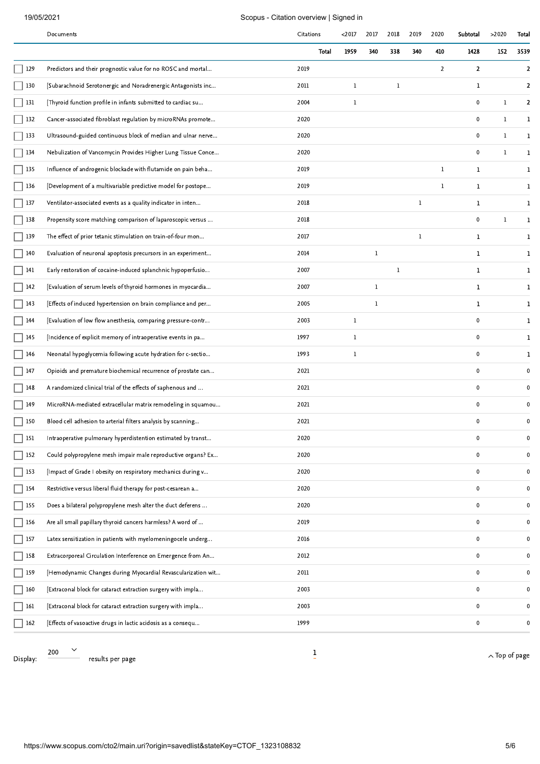| | Documents | Citations | <2017 | 2017 | 2018 | 2019 | 2020 | Subtotal | >2020 | Total |
|---|---|---|---|---|---|---|---|---|---|---|
| | | Total | 1959 | 340 | 338 | 340 | 410 | 1428 | 152 | 3539 |
| 129 | Predictors and their prognostic value for no ROSC and mortal... | 2019 | | | | | 2 | 2 | | 2 |
| 130 | [Subarachnoid Serotonergic and Noradrenergic Antagonists inc... | 2011 | 1 | | 1 | | | 1 | | 2 |
| 131 | [Thyroid function profile in infants submitted to cardiac su... | 2004 | 1 | | | | | 0 | 1 | 2 |
| 132 | Cancer-associated fibroblast regulation by microRNAs promote... | 2020 | | | | | | 0 | 1 | 1 |
| 133 | Ultrasound-guided continuous block of median and ulnar nerve... | 2020 | | | | | | 0 | 1 | 1 |
| 134 | Nebulization of Vancomycin Provides Higher Lung Tissue Conce... | 2020 | | | | | | 0 | 1 | 1 |
| 135 | Influence of androgenic blockade with flutamide on pain beha... | 2019 | | | | | 1 | 1 | | 1 |
| 136 | [Development of a multivariable predictive model for postope... | 2019 | | | | | 1 | 1 | | 1 |
| 137 | Ventilator-associated events as a quality indicator in inten... | 2018 | | | | 1 | | 1 | | 1 |
| 138 | Propensity score matching comparison of laparoscopic versus ... | 2018 | | | | | | 0 | 1 | 1 |
| 139 | The effect of prior tetanic stimulation on train-of-four mon... | 2017 | | | | 1 | | 1 | | 1 |
| 140 | Evaluation of neuronal apoptosis precursors in an experiment... | 2014 | | 1 | | | | 1 | | 1 |
| 141 | Early restoration of cocaine-induced splanchnic hypoperfusio... | 2007 | | | 1 | | | 1 | | 1 |
| 142 | [Evaluation of serum levels of thyroid hormones in myocardia... | 2007 | | 1 | | | | 1 | | 1 |
| 143 | [Effects of induced hypertension on brain compliance and per... | 2005 | | 1 | | | | 1 | | 1 |
| 144 | [Evaluation of low flow anesthesia, comparing pressure-contr... | 2003 | 1 | | | | | 0 | | 1 |
| 145 | [Incidence of explicit memory of intraoperative events in pa... | 1997 | 1 | | | | | 0 | | 1 |
| 146 | Neonatal hypoglycemia following acute hydration for c-sectio... | 1993 | 1 | | | | | 0 | | 1 |
| 147 | Opioids and premature biochemical recurrence of prostate can... | 2021 | | | | | | 0 | | 0 |
| 148 | A randomized clinical trial of the effects of saphenous and ... | 2021 | | | | | | 0 | | 0 |
| 149 | MicroRNA-mediated extracellular matrix remodeling in squamou... | 2021 | | | | | | 0 | | 0 |
| 150 | Blood cell adhesion to arterial filters analysis by scanning... | 2021 | | | | | | 0 | | 0 |
| 151 | Intraoperative pulmonary hyperdistention estimated by transt... | 2020 | | | | | | 0 | | 0 |
| 152 | Could polypropylene mesh impair male reproductive organs? Ex... | 2020 | | | | | | 0 | | 0 |
| 153 | [Impact of Grade I obesity on respiratory mechanics during v... | 2020 | | | | | | 0 | | 0 |
| 154 | Restrictive versus liberal fluid therapy for post-cesarean a... | 2020 | | | | | | 0 | | 0 |
| 155 | Does a bilateral polypropylene mesh alter the duct deferens ... | 2020 | | | | | | 0 | | 0 |
| 156 | Are all small papillary thyroid cancers harmless? A word of ... | 2019 | | | | | | 0 | | 0 |
| 157 | Latex sensitization in patients with myelomeningocele underg... | 2016 | | | | | | 0 | | 0 |
| 158 | Extracorporeal Circulation Interference on Emergence from An... | 2012 | | | | | | 0 | | 0 |
| 159 | [Hemodynamic Changes during Myocardial Revascularization wit... | 2011 | | | | | | 0 | | 0 |
| 160 | [Extraconal block for cataract extraction surgery with impla... | 2003 | | | | | | 0 | | 0 |
| 161 | [Extraconal block for cataract extraction surgery with impla... | 2003 | | | | | | 0 | | 0 |
| 162 | [Effects of vasoactive drugs in lactic acidosis as a consequ... | 1999 | | | | | | 0 | | 0 |

Display: 200 results per page

1

Top of page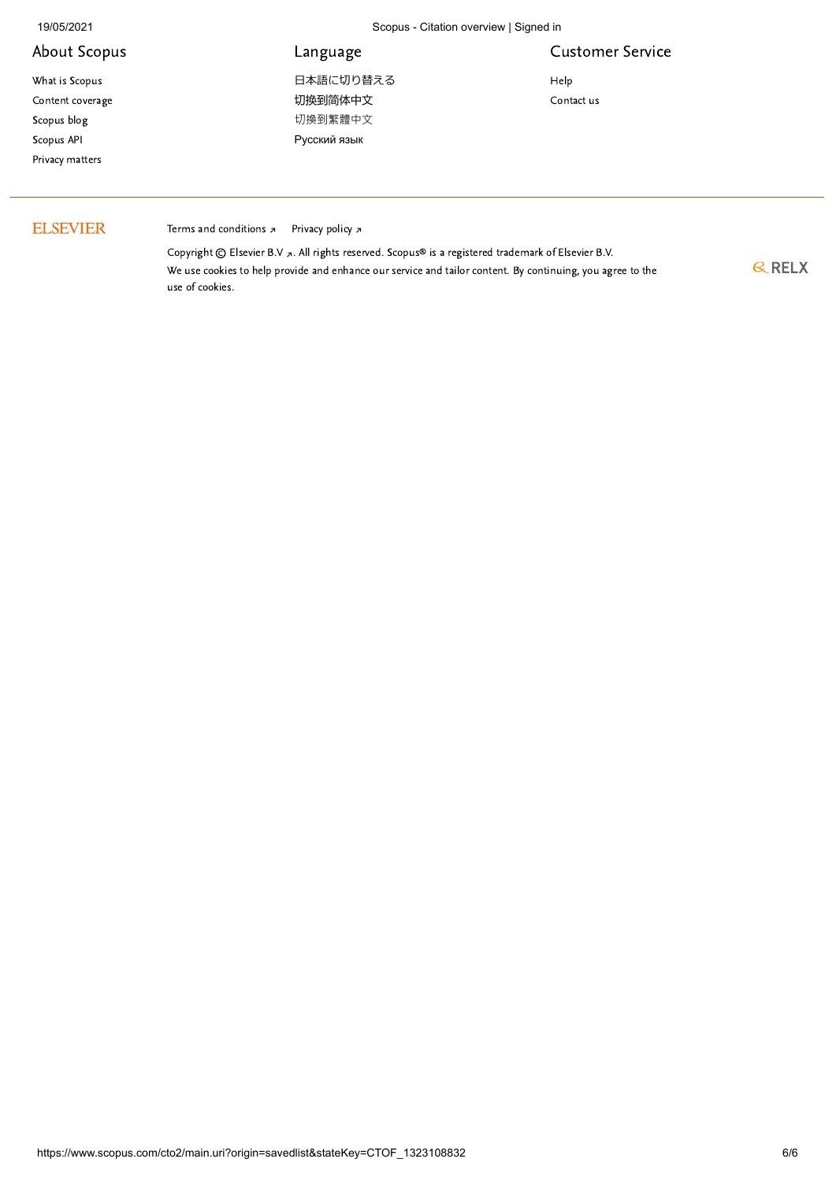## About Scopus

What is Scopus
Content coverage
Scopus blog
Scopus API
Privacy matters

## Language

日本語に切り替える
切换到简体中文
切換到繁體中文
Русский язык

## Customer Service

Help
Contact us

ELSEVIER

Terms and conditions ↗ Privacy policy ↗

Copyright © Elsevier B.V ↗. All rights reserved. Scopus® is a registered trademark of Elsevier B.V.
We use cookies to help provide and enhance our service and tailor content. By continuing, you agree to the use of cookies.

RELX